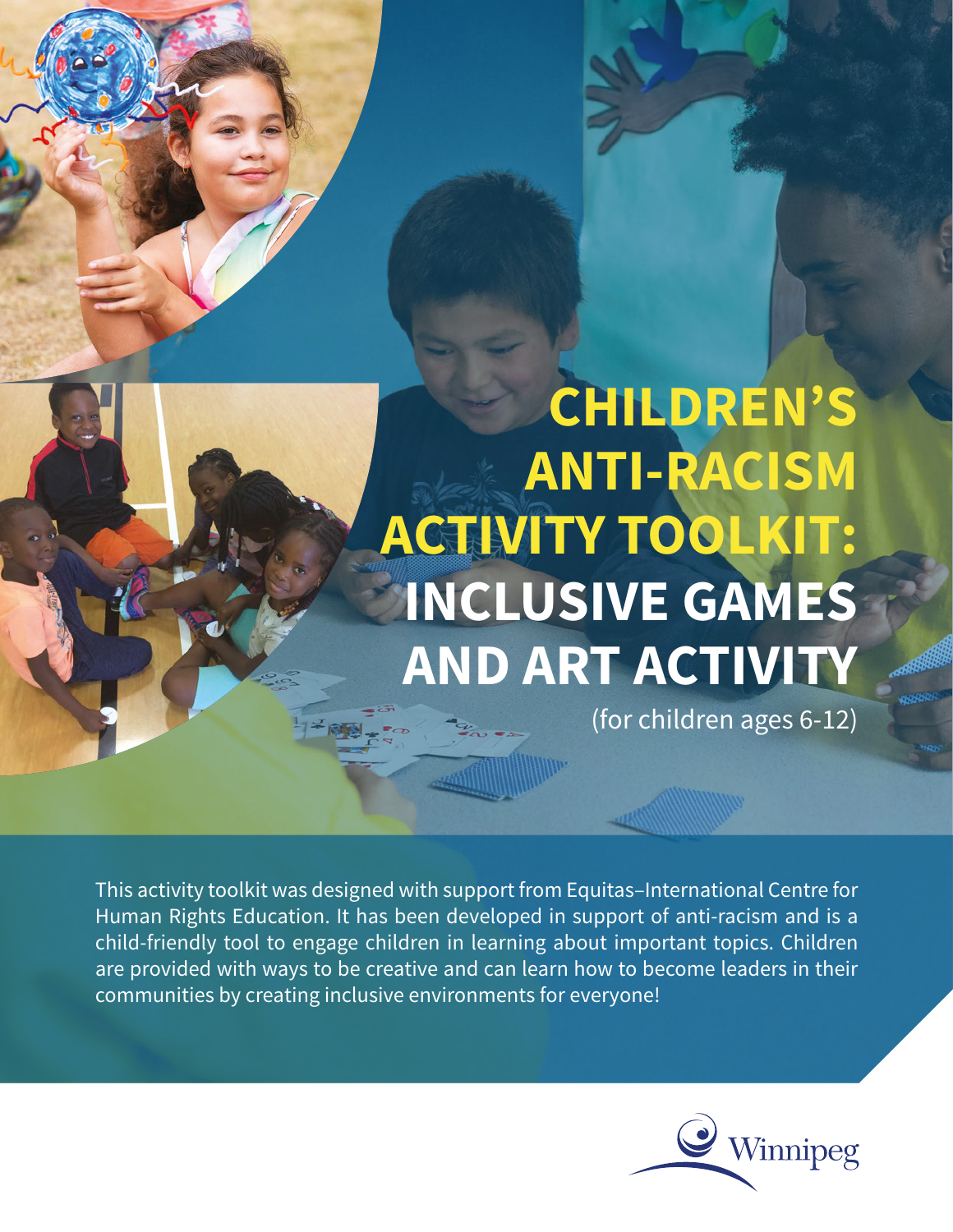# CHILDREN'S ANTI-RACISM ACTIVITY TOOLKIT: INCLUSIVE GAMES AND ART ACTIVITY

(for children ages 6-12)

This activity toolkit was designed with support from Equitas–International Centre for Human Rights Education. It has been developed in support of anti-racism and is a child-friendly tool to engage children in learning about important topics. Children are provided with ways to be creative and can learn how to become leaders in their communities by creating inclusive environments for everyone!

Winnipeg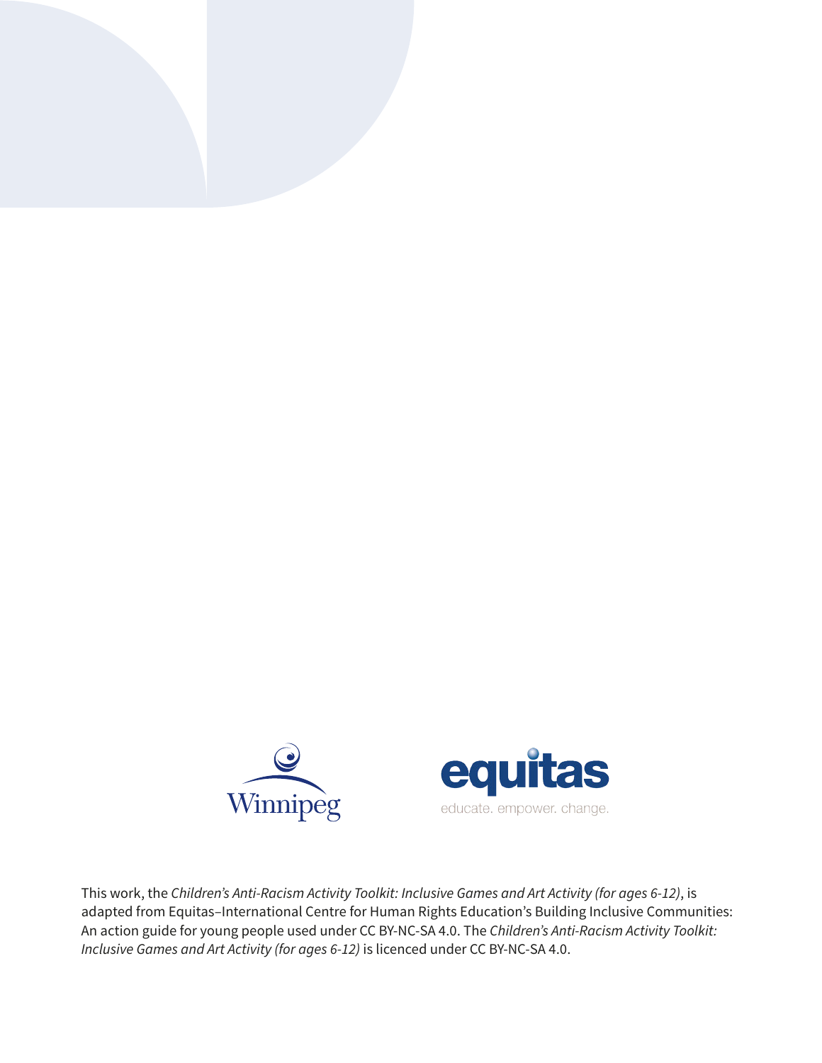Winnipeg

equitas

educate. empower. change.

This work, the *Children's Anti-Racism Activity Toolkit: Inclusive Games and Art Activity (for ages 6-12)*, is adapted from Equitas–International Centre for Human Rights Education's Building Inclusive Communities: An action guide for young people used under CC BY-NC-SA 4.0. The *Children's Anti-Racism Activity Toolkit: Inclusive Games and Art Activity (for ages 6-12)* is licenced under CC BY-NC-SA 4.0.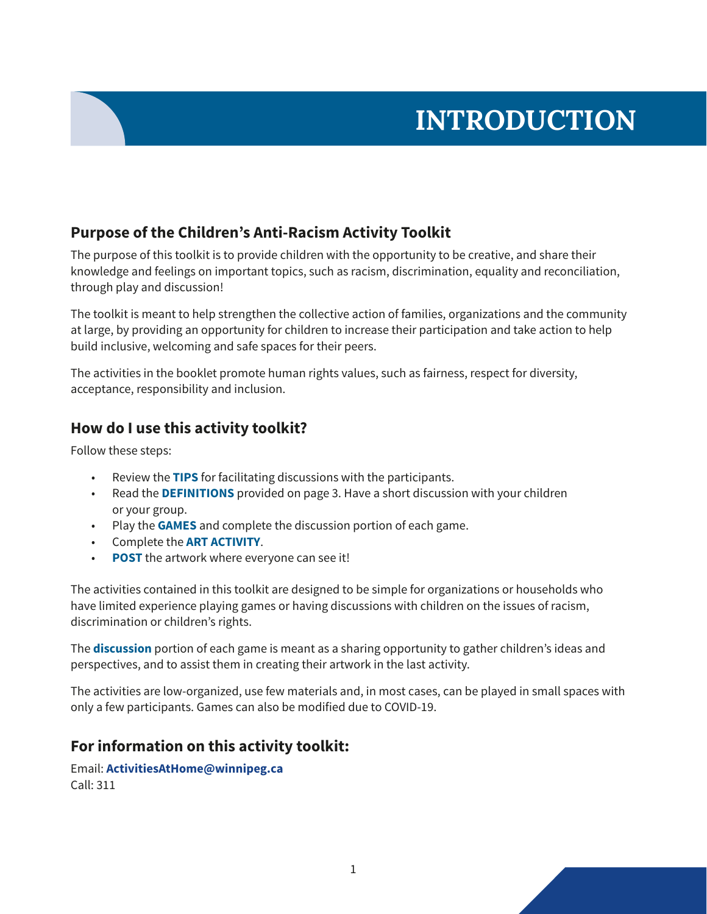# INTRODUCTION

## Purpose of the Children's Anti-Racism Activity Toolkit

The purpose of this toolkit is to provide children with the opportunity to be creative, and share their knowledge and feelings on important topics, such as racism, discrimination, equality and reconciliation, through play and discussion!

The toolkit is meant to help strengthen the collective action of families, organizations and the community at large, by providing an opportunity for children to increase their participation and take action to help build inclusive, welcoming and safe spaces for their peers.

The activities in the booklet promote human rights values, such as fairness, respect for diversity, acceptance, responsibility and inclusion.

## How do I use this activity toolkit?

Follow these steps:

- Review the **TIPS** for facilitating discussions with the participants.
- Read the **DEFINITIONS** provided on page 3. Have a short discussion with your children or your group.
- Play the **GAMES** and complete the discussion portion of each game.
- Complete the **ART ACTIVITY**.
- **POST** the artwork where everyone can see it!

The activities contained in this toolkit are designed to be simple for organizations or households who have limited experience playing games or having discussions with children on the issues of racism, discrimination or children's rights.

The **discussion** portion of each game is meant as a sharing opportunity to gather children's ideas and perspectives, and to assist them in creating their artwork in the last activity.

The activities are low-organized, use few materials and, in most cases, can be played in small spaces with only a few participants. Games can also be modified due to COVID-19.

## For information on this activity toolkit:

Email: **ActivitiesAtHome@winnipeg.ca**
Call: 311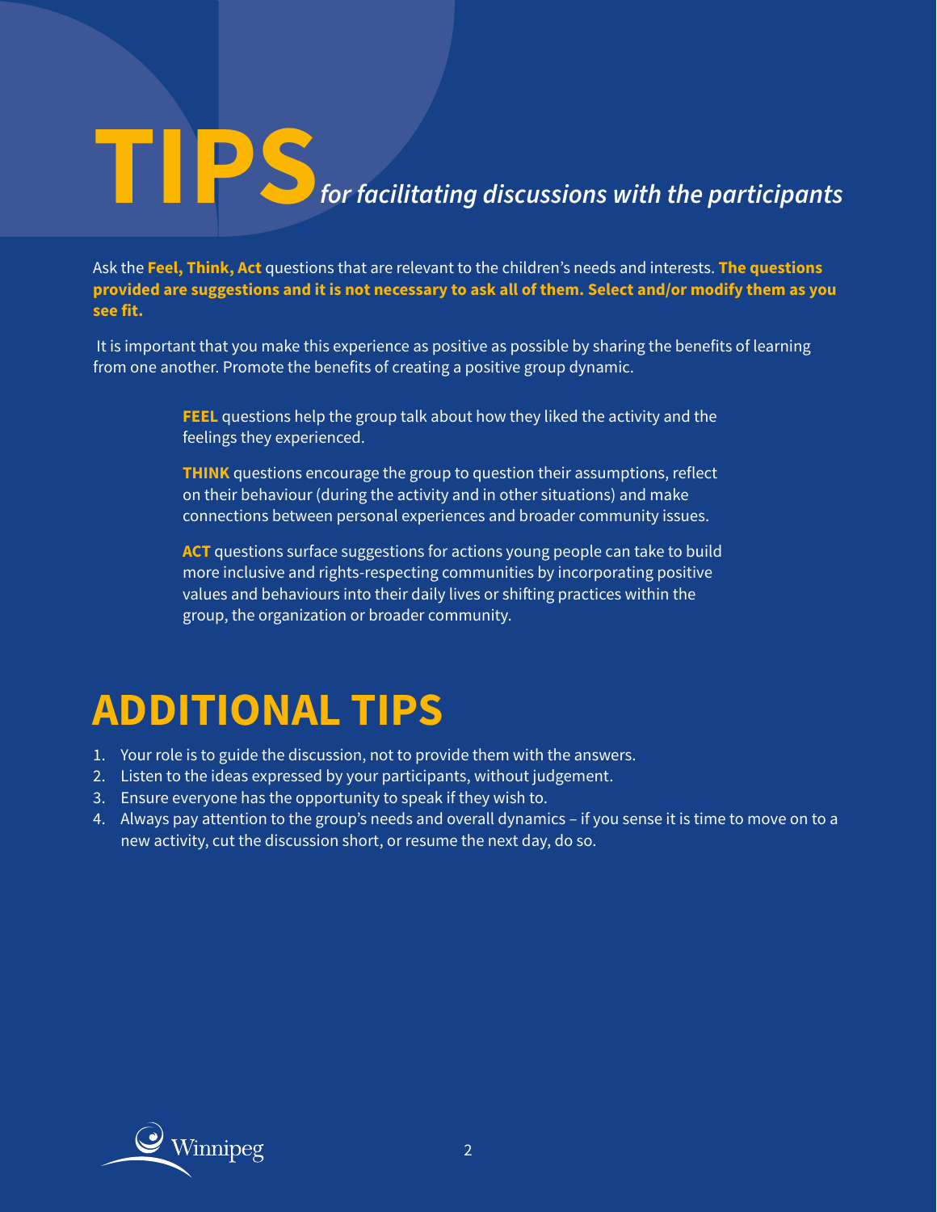# TIPS *for facilitating discussions with the participants*

Ask the **Feel, Think, Act** questions that are relevant to the children's needs and interests. **The questions provided are suggestions and it is not necessary to ask all of them. Select and/or modify them as you see fit.**

It is important that you make this experience as positive as possible by sharing the benefits of learning from one another. Promote the benefits of creating a positive group dynamic.

**FEEL** questions help the group talk about how they liked the activity and the feelings they experienced.

**THINK** questions encourage the group to question their assumptions, reflect on their behaviour (during the activity and in other situations) and make connections between personal experiences and broader community issues.

**ACT** questions surface suggestions for actions young people can take to build more inclusive and rights-respecting communities by incorporating positive values and behaviours into their daily lives or shifting practices within the group, the organization or broader community.

# ADDITIONAL TIPS

1. Your role is to guide the discussion, not to provide them with the answers.
2. Listen to the ideas expressed by your participants, without judgement.
3. Ensure everyone has the opportunity to speak if they wish to.
4. Always pay attention to the group's needs and overall dynamics – if you sense it is time to move on to a new activity, cut the discussion short, or resume the next day, do so.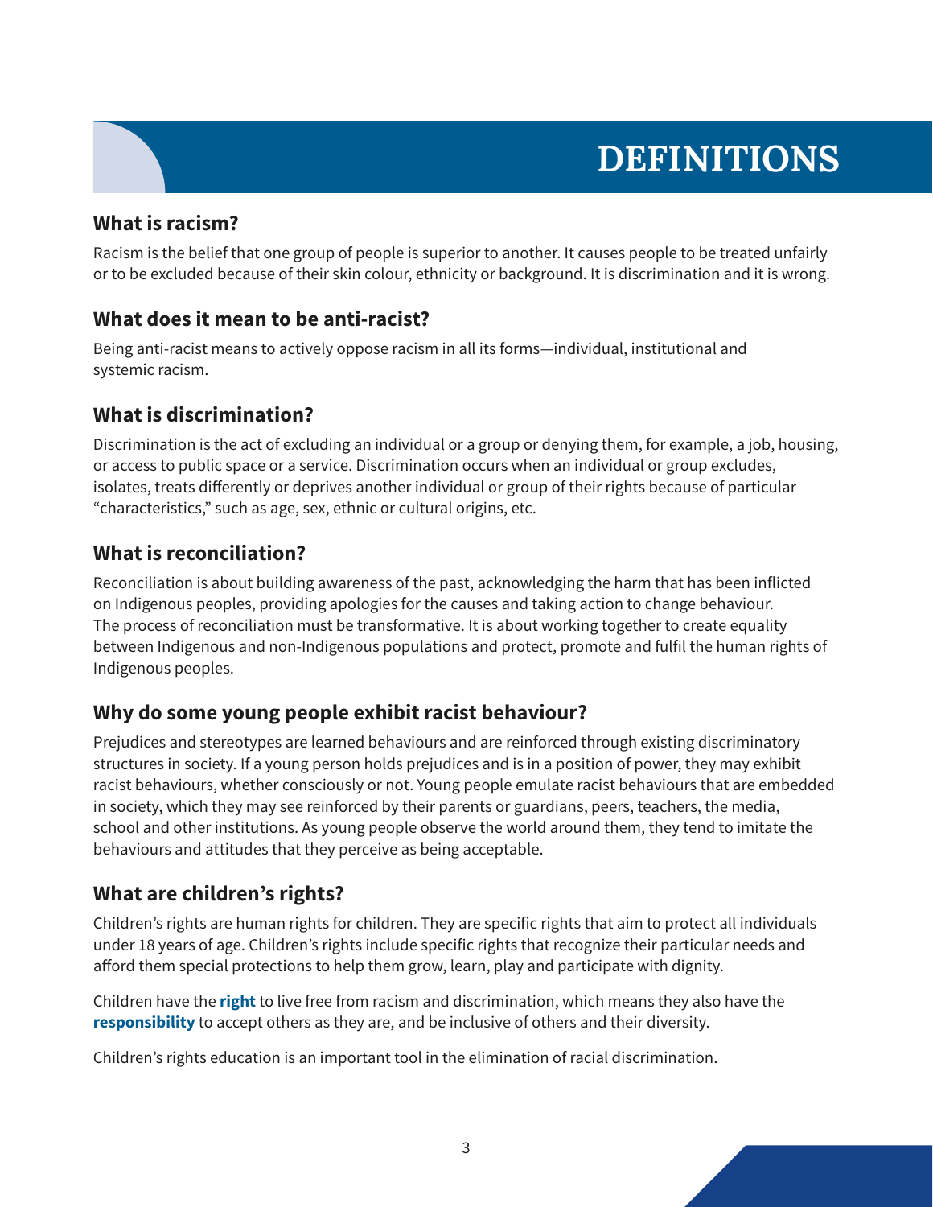# DEFINITIONS

## What is racism?

Racism is the belief that one group of people is superior to another. It causes people to be treated unfairly or to be excluded because of their skin colour, ethnicity or background. It is discrimination and it is wrong.

## What does it mean to be anti-racist?

Being anti-racist means to actively oppose racism in all its forms—individual, institutional and systemic racism.

## What is discrimination?

Discrimination is the act of excluding an individual or a group or denying them, for example, a job, housing, or access to public space or a service. Discrimination occurs when an individual or group excludes, isolates, treats differently or deprives another individual or group of their rights because of particular "characteristics," such as age, sex, ethnic or cultural origins, etc.

## What is reconciliation?

Reconciliation is about building awareness of the past, acknowledging the harm that has been inflicted on Indigenous peoples, providing apologies for the causes and taking action to change behaviour. The process of reconciliation must be transformative. It is about working together to create equality between Indigenous and non-Indigenous populations and protect, promote and fulfil the human rights of Indigenous peoples.

## Why do some young people exhibit racist behaviour?

Prejudices and stereotypes are learned behaviours and are reinforced through existing discriminatory structures in society. If a young person holds prejudices and is in a position of power, they may exhibit racist behaviours, whether consciously or not. Young people emulate racist behaviours that are embedded in society, which they may see reinforced by their parents or guardians, peers, teachers, the media, school and other institutions. As young people observe the world around them, they tend to imitate the behaviours and attitudes that they perceive as being acceptable.

## What are children's rights?

Children's rights are human rights for children. They are specific rights that aim to protect all individuals under 18 years of age. Children's rights include specific rights that recognize their particular needs and afford them special protections to help them grow, learn, play and participate with dignity.

Children have the **right** to live free from racism and discrimination, which means they also have the **responsibility** to accept others as they are, and be inclusive of others and their diversity.

Children's rights education is an important tool in the elimination of racial discrimination.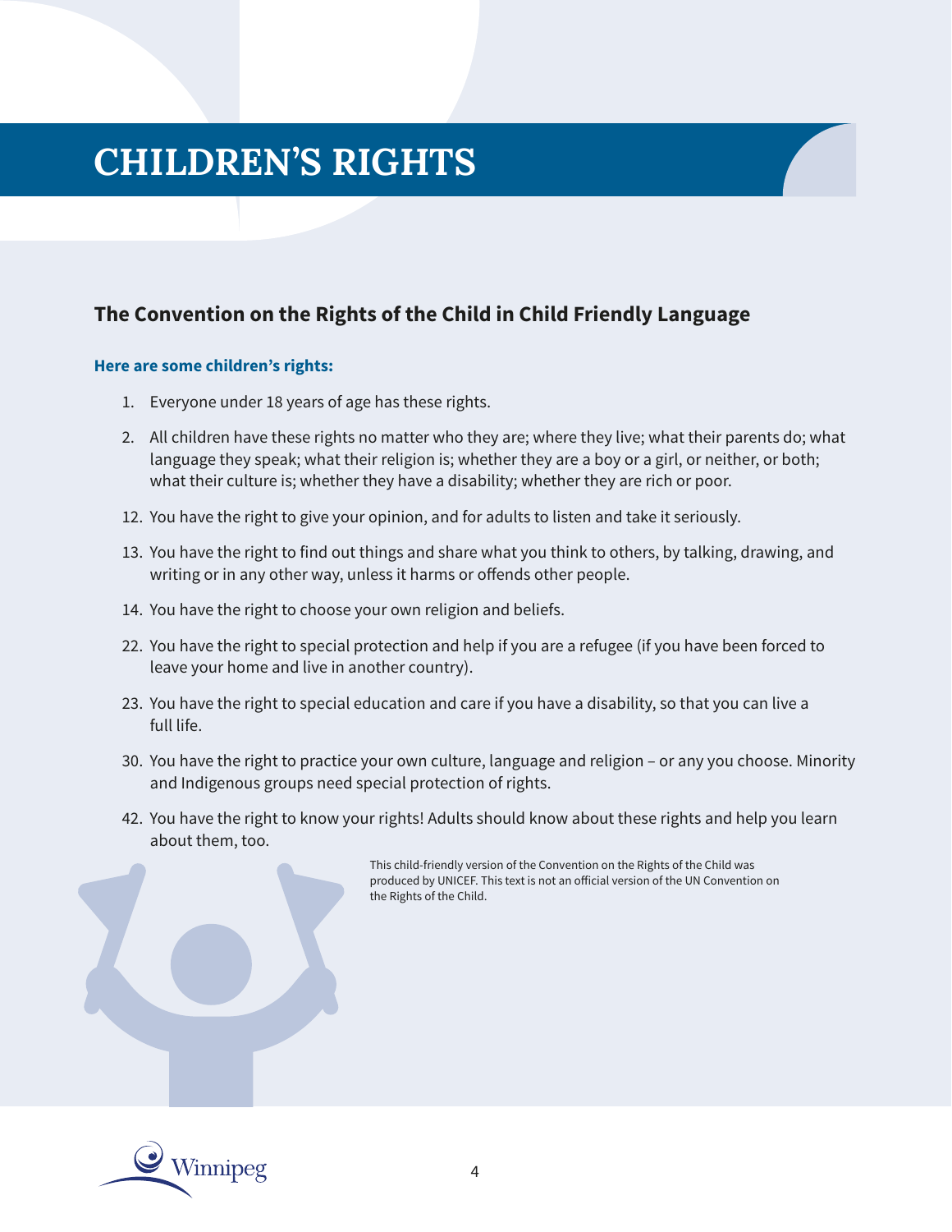# CHILDREN'S RIGHTS

## The Convention on the Rights of the Child in Child Friendly Language

**Here are some children's rights:**

1. Everyone under 18 years of age has these rights.
2. All children have these rights no matter who they are; where they live; what their parents do; what language they speak; what their religion is; whether they are a boy or a girl, or neither, or both; what their culture is; whether they have a disability; whether they are rich or poor.

12. You have the right to give your opinion, and for adults to listen and take it seriously.
13. You have the right to find out things and share what you think to others, by talking, drawing, and writing or in any other way, unless it harms or offends other people.
14. You have the right to choose your own religion and beliefs.

22. You have the right to special protection and help if you are a refugee (if you have been forced to leave your home and live in another country).
23. You have the right to special education and care if you have a disability, so that you can live a full life.

30. You have the right to practice your own culture, language and religion – or any you choose. Minority and Indigenous groups need special protection of rights.

42. You have the right to know your rights! Adults should know about these rights and help you learn about them, too.

This child-friendly version of the Convention on the Rights of the Child was produced by UNICEF. This text is not an official version of the UN Convention on the Rights of the Child.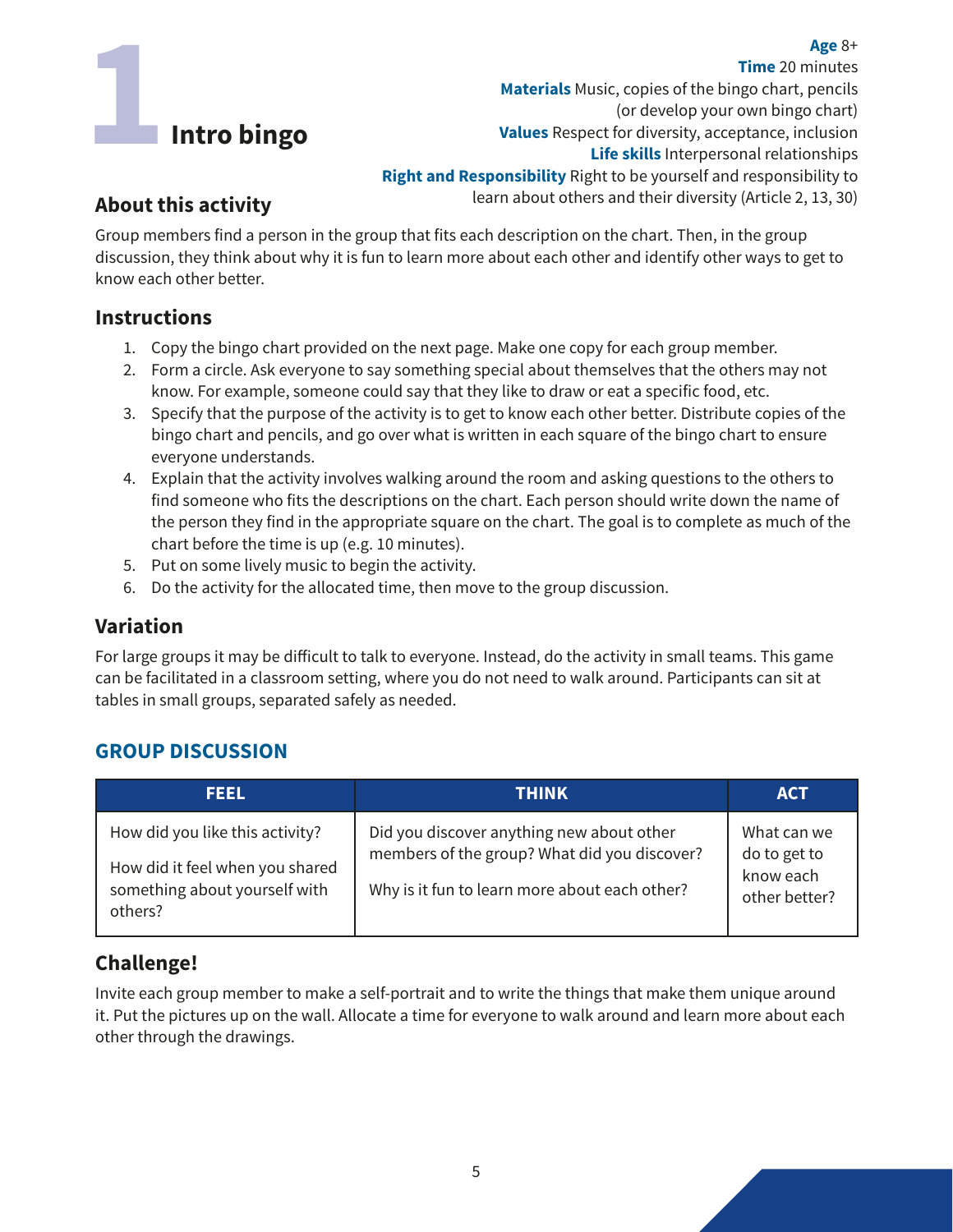# 1 Intro bingo

**Age** 8+
**Time** 20 minutes
**Materials** Music, copies of the bingo chart, pencils (or develop your own bingo chart)
**Values** Respect for diversity, acceptance, inclusion
**Life skills** Interpersonal relationships
**Right and Responsibility** Right to be yourself and responsibility to learn about others and their diversity (Article 2, 13, 30)

## About this activity

Group members find a person in the group that fits each description on the chart. Then, in the group discussion, they think about why it is fun to learn more about each other and identify other ways to get to know each other better.

## Instructions

1. Copy the bingo chart provided on the next page. Make one copy for each group member.
2. Form a circle. Ask everyone to say something special about themselves that the others may not know. For example, someone could say that they like to draw or eat a specific food, etc.
3. Specify that the purpose of the activity is to get to know each other better. Distribute copies of the bingo chart and pencils, and go over what is written in each square of the bingo chart to ensure everyone understands.
4. Explain that the activity involves walking around the room and asking questions to the others to find someone who fits the descriptions on the chart. Each person should write down the name of the person they find in the appropriate square on the chart. The goal is to complete as much of the chart before the time is up (e.g. 10 minutes).
5. Put on some lively music to begin the activity.
6. Do the activity for the allocated time, then move to the group discussion.

## Variation

For large groups it may be difficult to talk to everyone. Instead, do the activity in small teams. This game can be facilitated in a classroom setting, where you do not need to walk around. Participants can sit at tables in small groups, separated safely as needed.

## GROUP DISCUSSION

| FEEL | THINK | ACT |
|---|---|---|
| How did you like this activity?<br><br>How did it feel when you shared something about yourself with others? | Did you discover anything new about other members of the group? What did you discover?<br><br>Why is it fun to learn more about each other? | What can we do to get to know each other better? |

## Challenge!

Invite each group member to make a self-portrait and to write the things that make them unique around it. Put the pictures up on the wall. Allocate a time for everyone to walk around and learn more about each other through the drawings.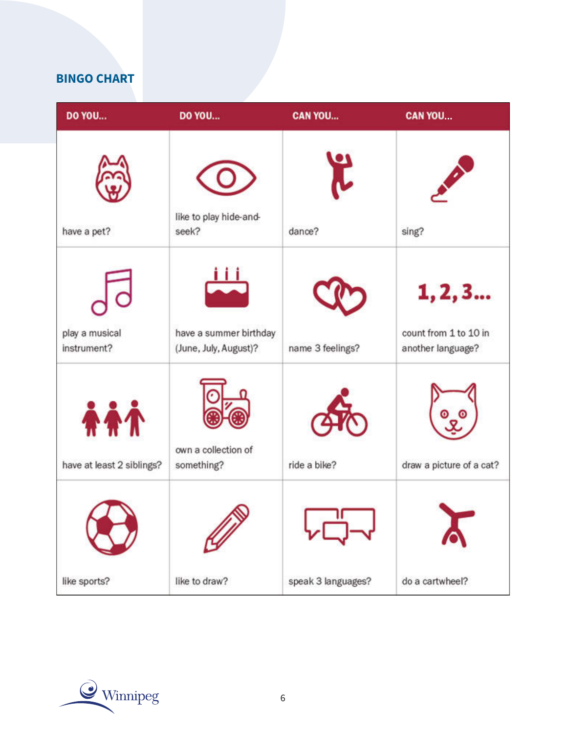## BINGO CHART

| DO YOU... | DO YOU... | CAN YOU... | CAN YOU... |
| --- | --- | --- | --- |
| have a pet? | like to play hide-and-seek? | dance? | sing? |
| play a musical instrument? | have a summer birthday (June, July, August)? | name 3 feelings? | 1, 2, 3... count from 1 to 10 in another language? |
| have at least 2 siblings? | own a collection of something? | ride a bike? | draw a picture of a cat? |
| like sports? | like to draw? | speak 3 languages? | do a cartwheel? |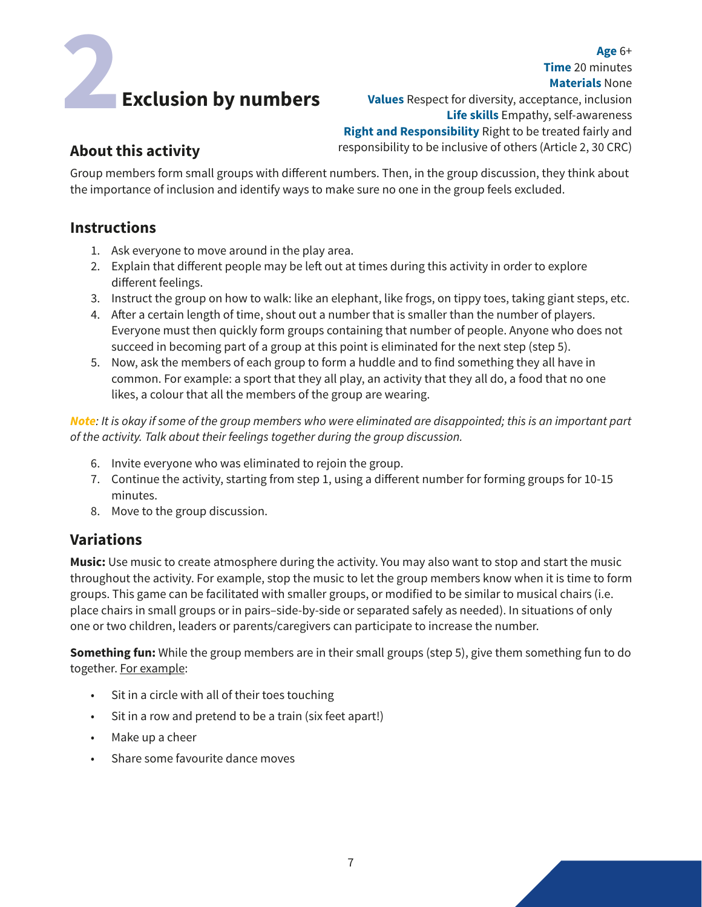# 2 Exclusion by numbers

**Age** 6+
**Time** 20 minutes
**Materials** None
**Values** Respect for diversity, acceptance, inclusion
**Life skills** Empathy, self-awareness
**Right and Responsibility** Right to be treated fairly and responsibility to be inclusive of others (Article 2, 30 CRC)

## About this activity

Group members form small groups with different numbers. Then, in the group discussion, they think about the importance of inclusion and identify ways to make sure no one in the group feels excluded.

## Instructions

1. Ask everyone to move around in the play area.
2. Explain that different people may be left out at times during this activity in order to explore different feelings.
3. Instruct the group on how to walk: like an elephant, like frogs, on tippy toes, taking giant steps, etc.
4. After a certain length of time, shout out a number that is smaller than the number of players. Everyone must then quickly form groups containing that number of people. Anyone who does not succeed in becoming part of a group at this point is eliminated for the next step (step 5).
5. Now, ask the members of each group to form a huddle and to find something they all have in common. For example: a sport that they all play, an activity that they all do, a food that no one likes, a colour that all the members of the group are wearing.

***Note**: It is okay if some of the group members who were eliminated are disappointed; this is an important part of the activity. Talk about their feelings together during the group discussion.*

6. Invite everyone who was eliminated to rejoin the group.
7. Continue the activity, starting from step 1, using a different number for forming groups for 10-15 minutes.
8. Move to the group discussion.

## Variations

**Music:** Use music to create atmosphere during the activity. You may also want to stop and start the music throughout the activity. For example, stop the music to let the group members know when it is time to form groups. This game can be facilitated with smaller groups, or modified to be similar to musical chairs (i.e. place chairs in small groups or in pairs–side-by-side or separated safely as needed). In situations of only one or two children, leaders or parents/caregivers can participate to increase the number.

**Something fun:** While the group members are in their small groups (step 5), give them something fun to do together. For example:

- Sit in a circle with all of their toes touching
- Sit in a row and pretend to be a train (six feet apart!)
- Make up a cheer
- Share some favourite dance moves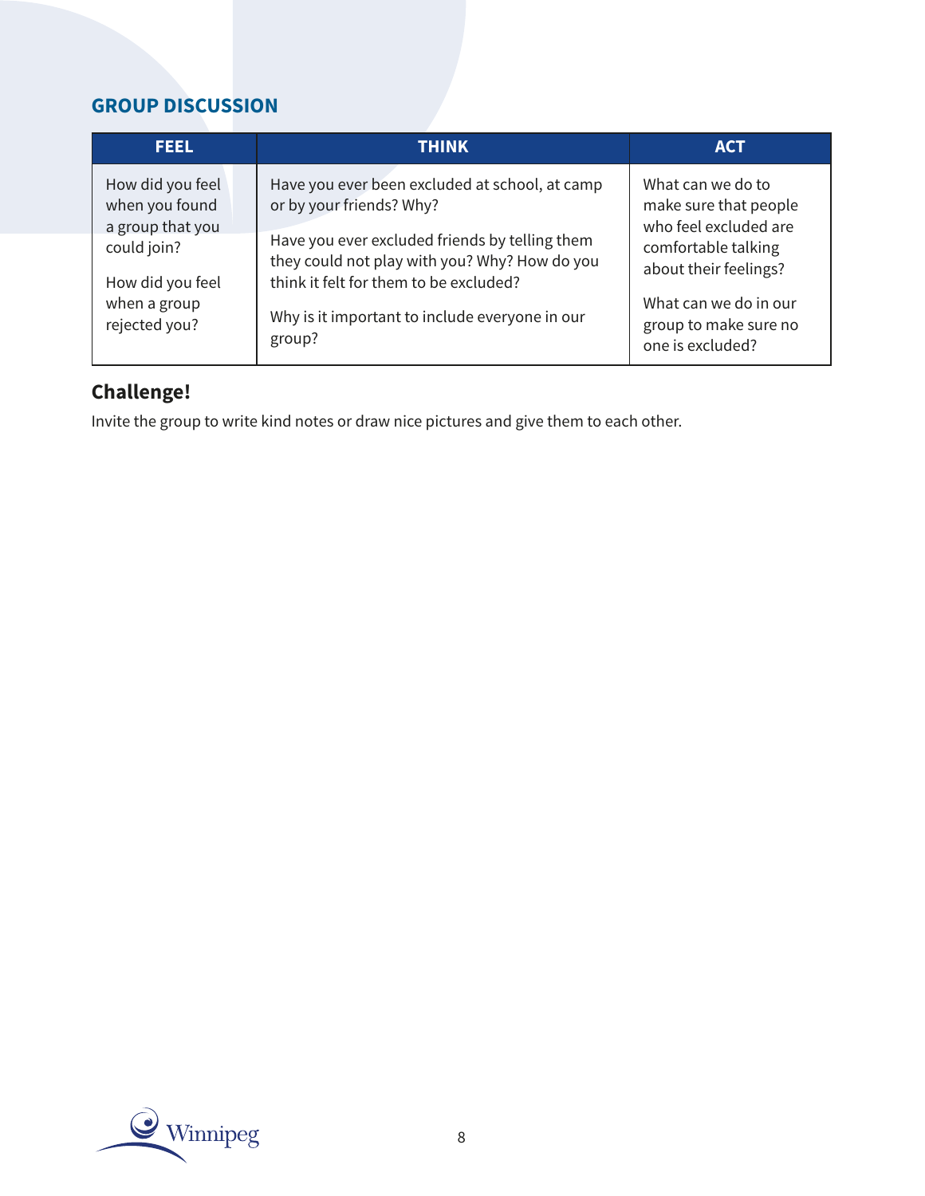## GROUP DISCUSSION

| FEEL | THINK | ACT |
|---|---|---|
| How did you feel when you found a group that you could join?<br><br>How did you feel when a group rejected you? | Have you ever been excluded at school, at camp or by your friends? Why?<br><br>Have you ever excluded friends by telling them they could not play with you? Why? How do you think it felt for them to be excluded?<br><br>Why is it important to include everyone in our group? | What can we do to make sure that people who feel excluded are comfortable talking about their feelings?<br><br>What can we do in our group to make sure no one is excluded? |

### Challenge!

Invite the group to write kind notes or draw nice pictures and give them to each other.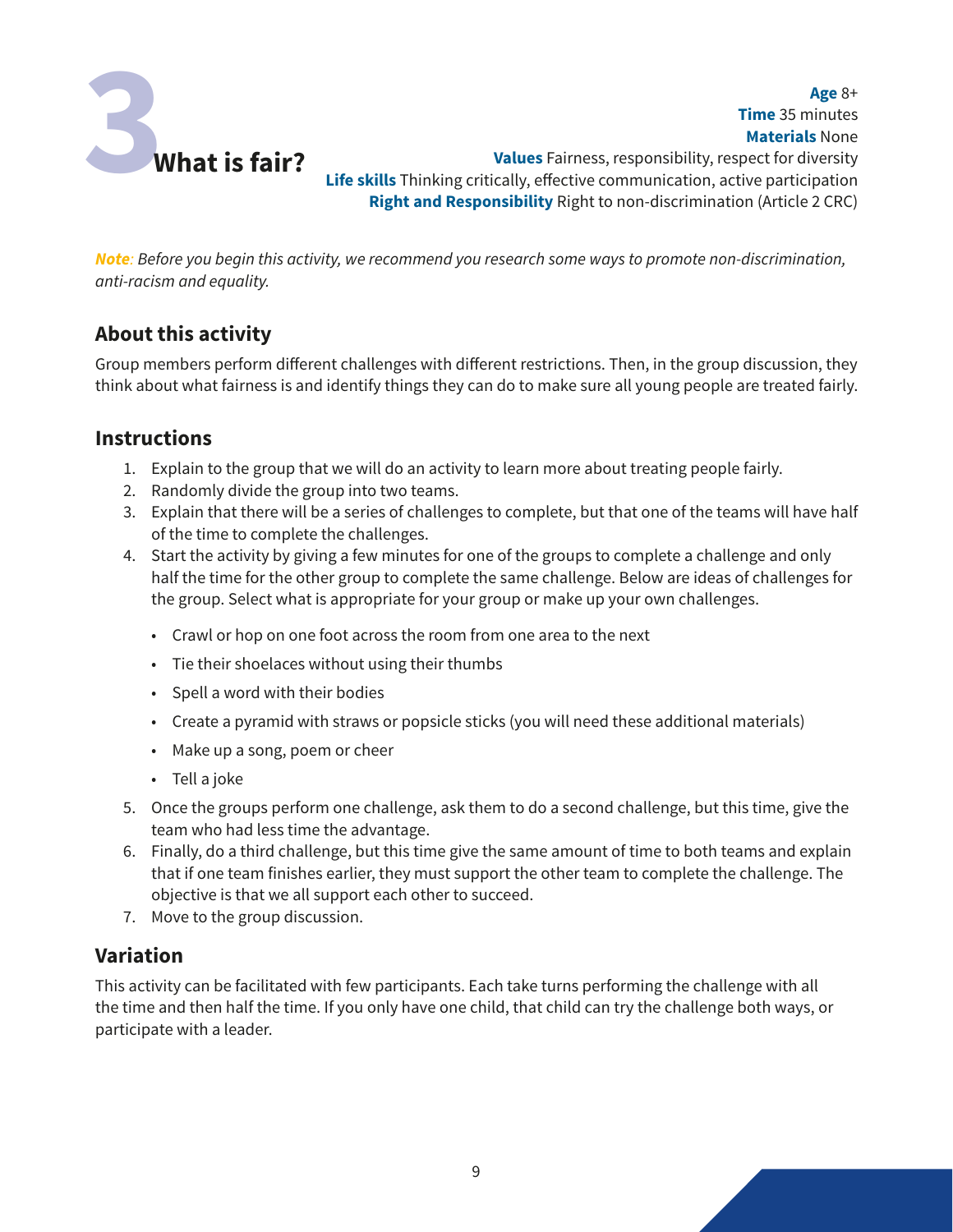# 3 What is fair?

**Age** 8+
**Time** 35 minutes
**Materials** None
**Values** Fairness, responsibility, respect for diversity
**Life skills** Thinking critically, effective communication, active participation
**Right and Responsibility** Right to non-discrimination (Article 2 CRC)

***Note**: Before you begin this activity, we recommend you research some ways to promote non-discrimination, anti-racism and equality.*

## About this activity

Group members perform different challenges with different restrictions. Then, in the group discussion, they think about what fairness is and identify things they can do to make sure all young people are treated fairly.

## Instructions

1. Explain to the group that we will do an activity to learn more about treating people fairly.
2. Randomly divide the group into two teams.
3. Explain that there will be a series of challenges to complete, but that one of the teams will have half of the time to complete the challenges.
4. Start the activity by giving a few minutes for one of the groups to complete a challenge and only half the time for the other group to complete the same challenge. Below are ideas of challenges for the group. Select what is appropriate for your group or make up your own challenges.
   - Crawl or hop on one foot across the room from one area to the next
   - Tie their shoelaces without using their thumbs
   - Spell a word with their bodies
   - Create a pyramid with straws or popsicle sticks (you will need these additional materials)
   - Make up a song, poem or cheer
   - Tell a joke
5. Once the groups perform one challenge, ask them to do a second challenge, but this time, give the team who had less time the advantage.
6. Finally, do a third challenge, but this time give the same amount of time to both teams and explain that if one team finishes earlier, they must support the other team to complete the challenge. The objective is that we all support each other to succeed.
7. Move to the group discussion.

## Variation

This activity can be facilitated with few participants. Each take turns performing the challenge with all the time and then half the time. If you only have one child, that child can try the challenge both ways, or participate with a leader.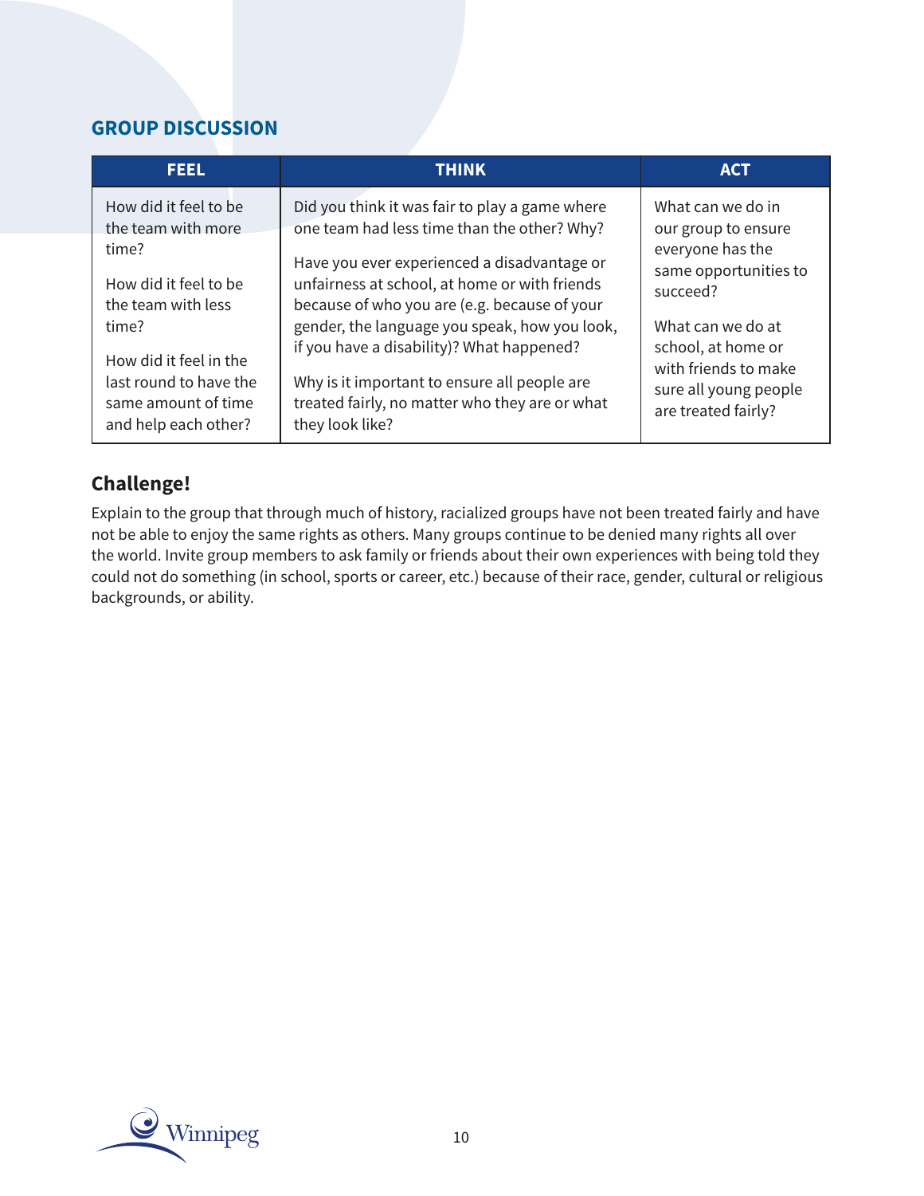## GROUP DISCUSSION

| FEEL | THINK | ACT |
|---|---|---|
| How did it feel to be the team with more time?<br><br>How did it feel to be the team with less time?<br><br>How did it feel in the last round to have the same amount of time and help each other? | Did you think it was fair to play a game where one team had less time than the other? Why?<br><br>Have you ever experienced a disadvantage or unfairness at school, at home or with friends because of who you are (e.g. because of your gender, the language you speak, how you look, if you have a disability)? What happened?<br><br>Why is it important to ensure all people are treated fairly, no matter who they are or what they look like? | What can we do in our group to ensure everyone has the same opportunities to succeed?<br><br>What can we do at school, at home or with friends to make sure all young people are treated fairly? |

### Challenge!

Explain to the group that through much of history, racialized groups have not been treated fairly and have not be able to enjoy the same rights as others. Many groups continue to be denied many rights all over the world. Invite group members to ask family or friends about their own experiences with being told they could not do something (in school, sports or career, etc.) because of their race, gender, cultural or religious backgrounds, or ability.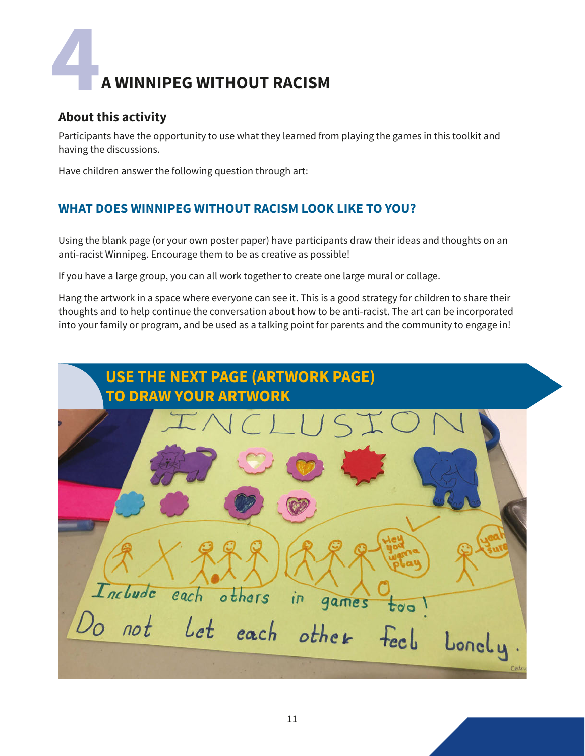# 4 A WINNIPEG WITHOUT RACISM

## About this activity

Participants have the opportunity to use what they learned from playing the games in this toolkit and having the discussions.

Have children answer the following question through art:

### WHAT DOES WINNIPEG WITHOUT RACISM LOOK LIKE TO YOU?

Using the blank page (or your own poster paper) have participants draw their ideas and thoughts on an anti-racist Winnipeg. Encourage them to be as creative as possible!

If you have a large group, you can all work together to create one large mural or collage.

Hang the artwork in a space where everyone can see it. This is a good strategy for children to share their thoughts and to help continue the conversation about how to be anti-racist. The art can be incorporated into your family or program, and be used as a talking point for parents and the community to engage in!

**USE THE NEXT PAGE (ARTWORK PAGE) TO DRAW YOUR ARTWORK**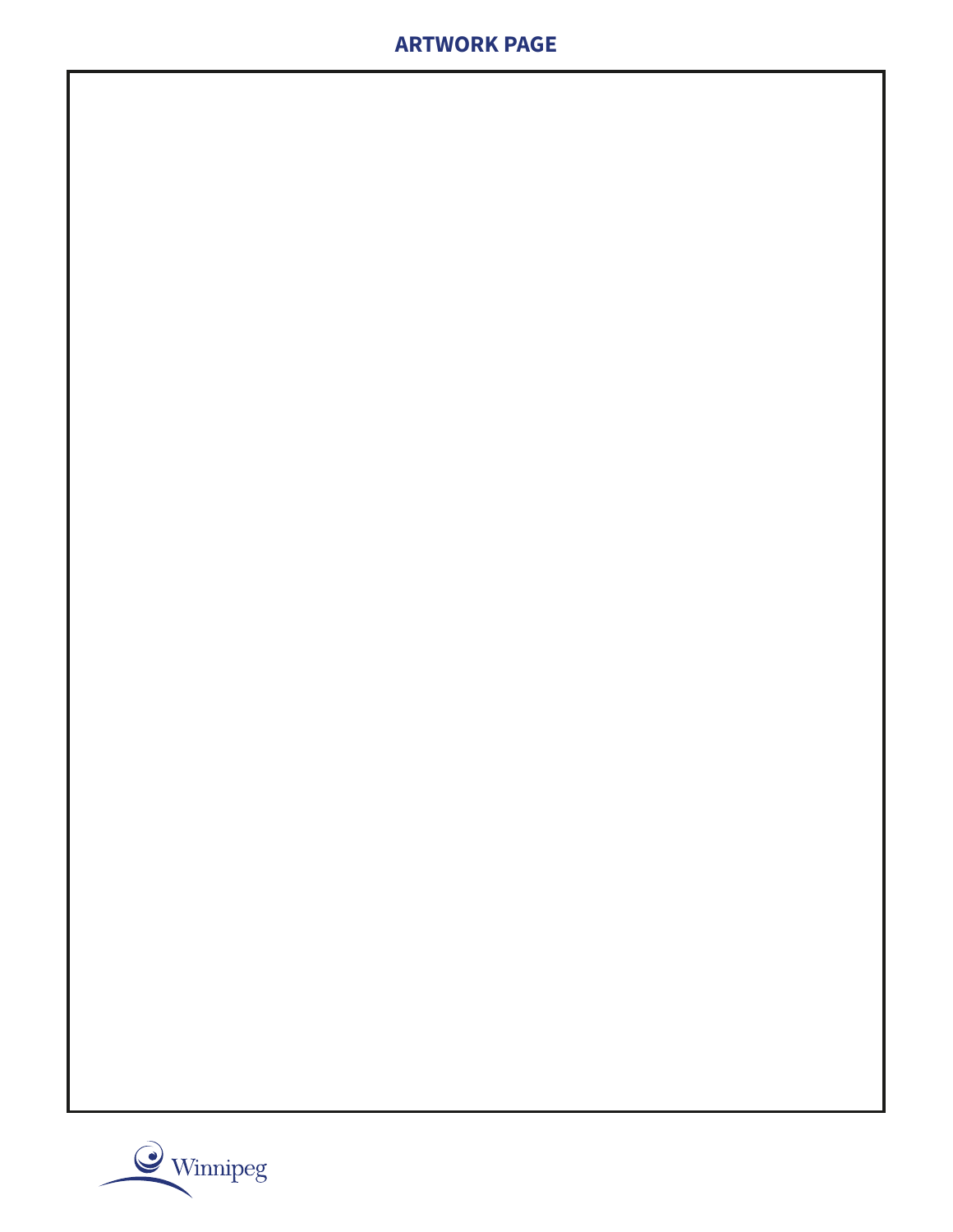## ARTWORK PAGE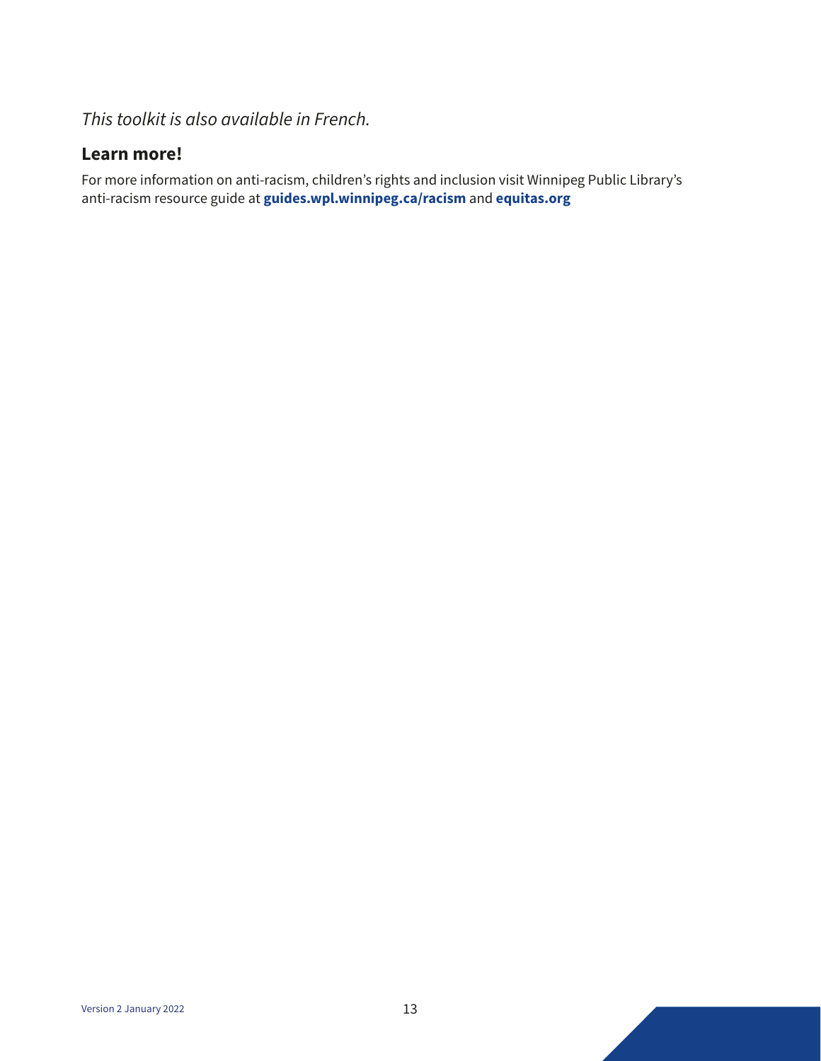*This toolkit is also available in French.*

## Learn more!

For more information on anti-racism, children's rights and inclusion visit Winnipeg Public Library's anti-racism resource guide at **guides.wpl.winnipeg.ca/racism** and **equitas.org**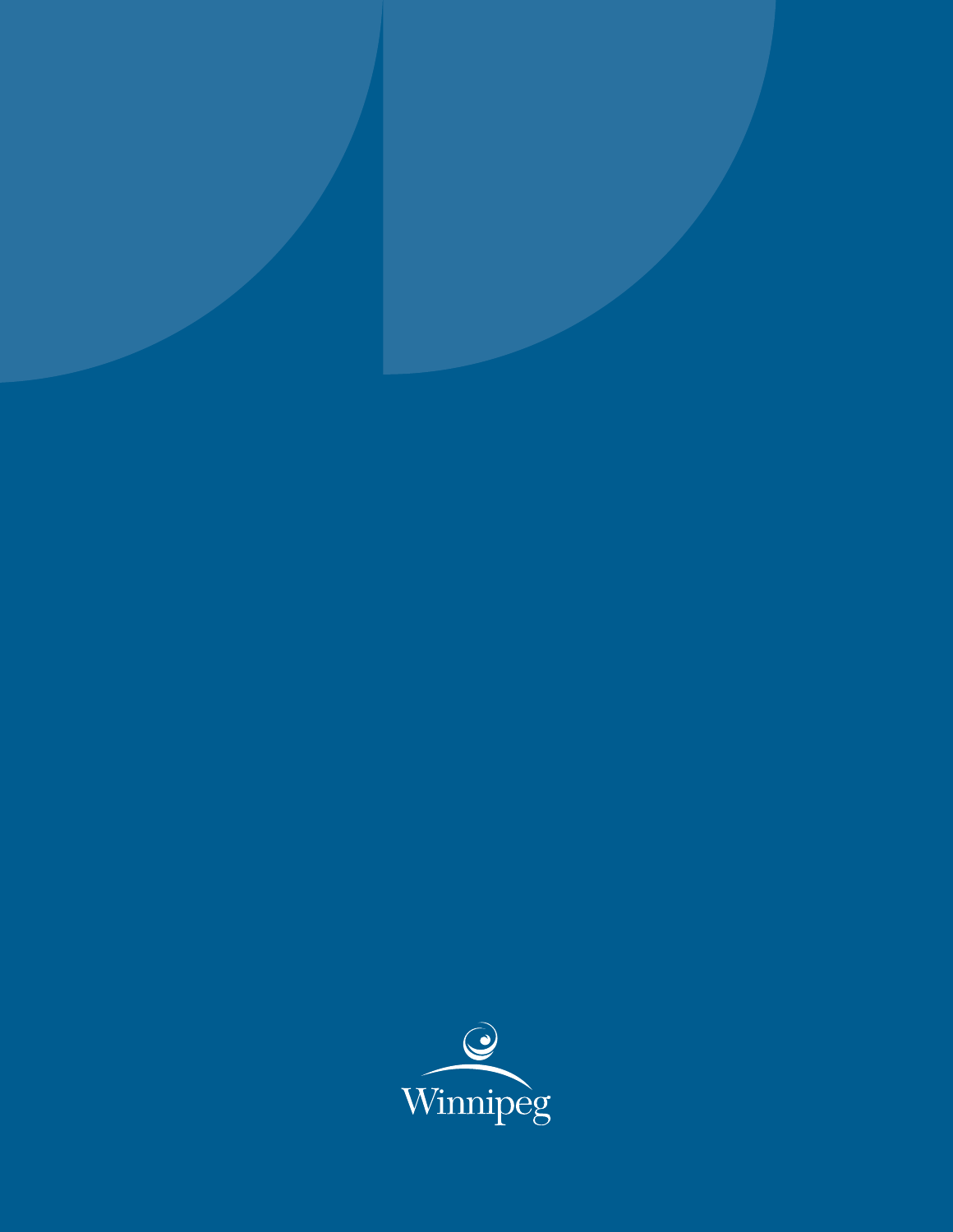Winnipeg